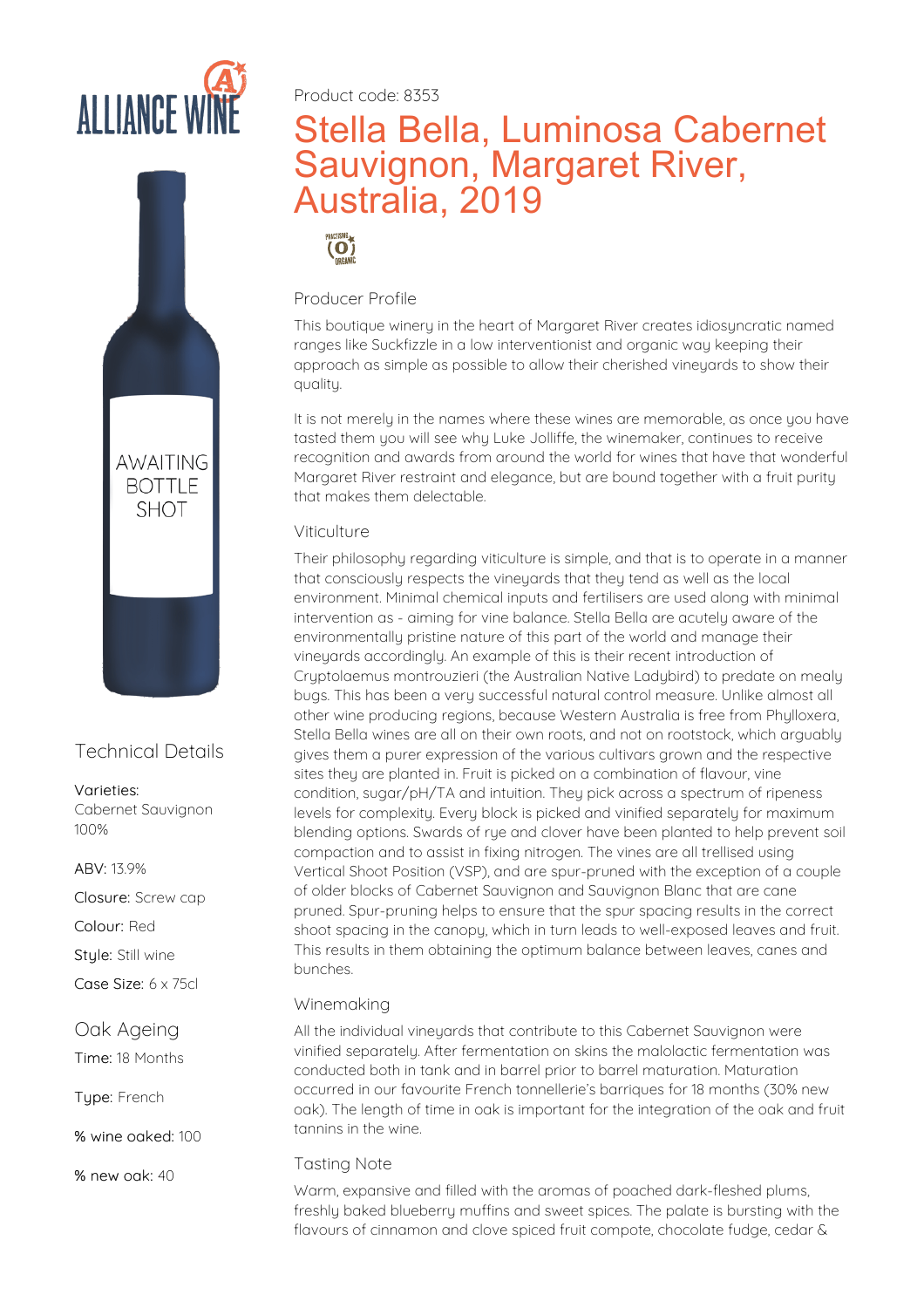ALLIANCE WINE

AWAITING BOTTLE SHOT

Product code: 8353

# Stella Bella, Luminosa Cabernet Sauvignon, Margaret River, Australia, 2019

PRACTISING ORGANIC

## Producer Profile

This boutique winery in the heart of Margaret River creates idiosyncratic named ranges like Suckfizzle in a low interventionist and organic way keeping their approach as simple as possible to allow their cherished vineyards to show their quality.

It is not merely in the names where these wines are memorable, as once you have tasted them you will see why Luke Jolliffe, the winemaker, continues to receive recognition and awards from around the world for wines that have that wonderful Margaret River restraint and elegance, but are bound together with a fruit purity that makes them delectable.

## Viticulture

Their philosophy regarding viticulture is simple, and that is to operate in a manner that consciously respects the vineyards that they tend as well as the local environment. Minimal chemical inputs and fertilisers are used along with minimal intervention as - aiming for vine balance. Stella Bella are acutely aware of the environmentally pristine nature of this part of the world and manage their vineyards accordingly. An example of this is their recent introduction of Cryptolaemus montrouzieri (the Australian Native Ladybird) to predate on mealy bugs. This has been a very successful natural control measure. Unlike almost all other wine producing regions, because Western Australia is free from Phylloxera, Stella Bella wines are all on their own roots, and not on rootstock, which arguably gives them a purer expression of the various cultivars grown and the respective sites they are planted in. Fruit is picked on a combination of flavour, vine condition, sugar/pH/TA and intuition. They pick across a spectrum of ripeness levels for complexity. Every block is picked and vinified separately for maximum blending options. Swards of rye and clover have been planted to help prevent soil compaction and to assist in fixing nitrogen. The vines are all trellised using Vertical Shoot Position (VSP), and are spur-pruned with the exception of a couple of older blocks of Cabernet Sauvignon and Sauvignon Blanc that are cane pruned. Spur-pruning helps to ensure that the spur spacing results in the correct shoot spacing in the canopy, which in turn leads to well-exposed leaves and fruit. This results in them obtaining the optimum balance between leaves, canes and bunches.

## Winemaking

All the individual vineyards that contribute to this Cabernet Sauvignon were vinified separately. After fermentation on skins the malolactic fermentation was conducted both in tank and in barrel prior to barrel maturation. Maturation occurred in our favourite French tonnellerie's barriques for 18 months (30% new oak). The length of time in oak is important for the integration of the oak and fruit tannins in the wine.

## Tasting Note

Warm, expansive and filled with the aromas of poached dark-fleshed plums, freshly baked blueberry muffins and sweet spices. The palate is bursting with the flavours of cinnamon and clove spiced fruit compote, chocolate fudge, cedar &

## Technical Details

**Varieties:** Cabernet Sauvignon 100%

**ABV:** 13.9%

**Closure:** Screw cap

**Colour:** Red

**Style:** Still wine

**Case Size:** 6 x 75cl

## Oak Ageing

**Time:** 18 Months

**Type:** French

**% wine oaked:** 100

**% new oak:** 40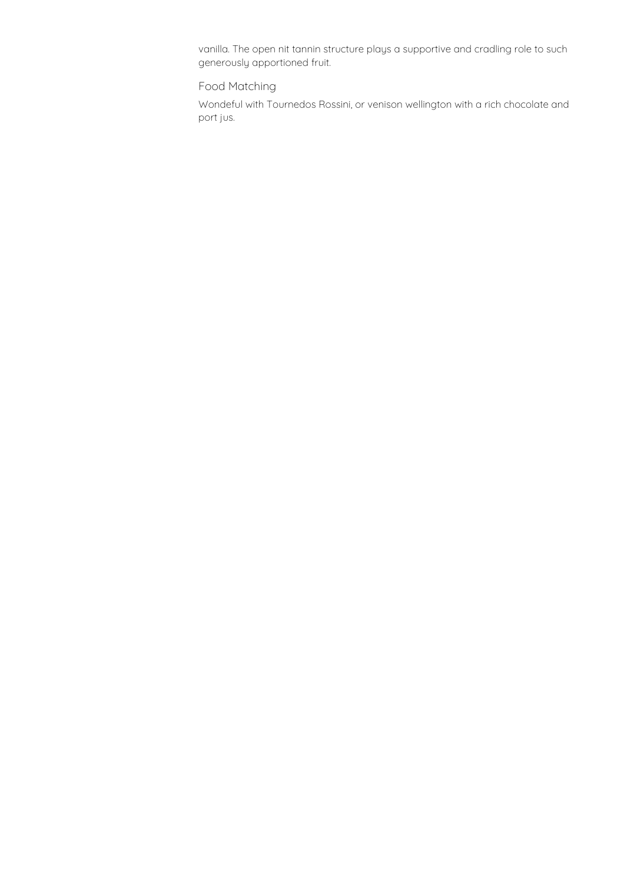vanilla. The open nit tannin structure plays a supportive and cradling role to such generously apportioned fruit.

## Food Matching

Wondeful with Tournedos Rossini, or venison wellington with a rich chocolate and port jus.